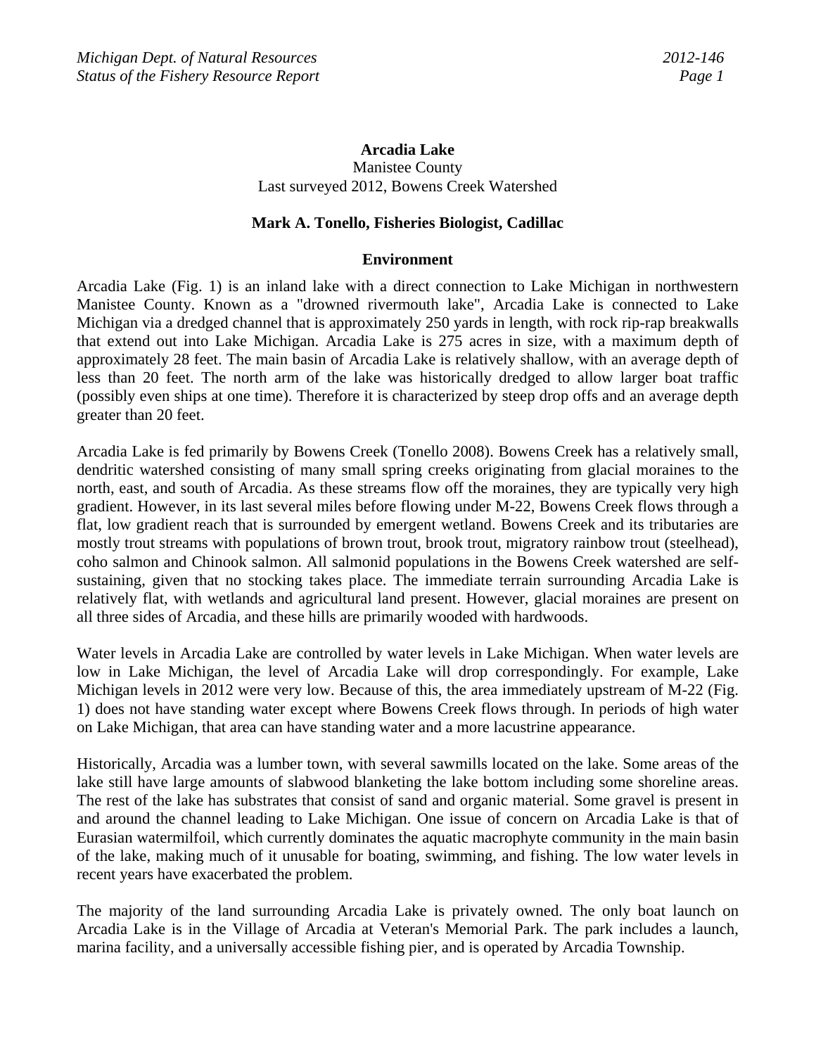# Arcadia Lake

Manistee County
Last surveyed 2012, Bowens Creek Watershed

**Mark A. Tonello, Fisheries Biologist, Cadillac**

## Environment

Arcadia Lake (Fig. 1) is an inland lake with a direct connection to Lake Michigan in northwestern Manistee County. Known as a "drowned rivermouth lake", Arcadia Lake is connected to Lake Michigan via a dredged channel that is approximately 250 yards in length, with rock rip-rap breakwalls that extend out into Lake Michigan. Arcadia Lake is 275 acres in size, with a maximum depth of approximately 28 feet. The main basin of Arcadia Lake is relatively shallow, with an average depth of less than 20 feet. The north arm of the lake was historically dredged to allow larger boat traffic (possibly even ships at one time). Therefore it is characterized by steep drop offs and an average depth greater than 20 feet.

Arcadia Lake is fed primarily by Bowens Creek (Tonello 2008). Bowens Creek has a relatively small, dendritic watershed consisting of many small spring creeks originating from glacial moraines to the north, east, and south of Arcadia. As these streams flow off the moraines, they are typically very high gradient. However, in its last several miles before flowing under M-22, Bowens Creek flows through a flat, low gradient reach that is surrounded by emergent wetland. Bowens Creek and its tributaries are mostly trout streams with populations of brown trout, brook trout, migratory rainbow trout (steelhead), coho salmon and Chinook salmon. All salmonid populations in the Bowens Creek watershed are self-sustaining, given that no stocking takes place. The immediate terrain surrounding Arcadia Lake is relatively flat, with wetlands and agricultural land present. However, glacial moraines are present on all three sides of Arcadia, and these hills are primarily wooded with hardwoods.

Water levels in Arcadia Lake are controlled by water levels in Lake Michigan. When water levels are low in Lake Michigan, the level of Arcadia Lake will drop correspondingly. For example, Lake Michigan levels in 2012 were very low. Because of this, the area immediately upstream of M-22 (Fig. 1) does not have standing water except where Bowens Creek flows through. In periods of high water on Lake Michigan, that area can have standing water and a more lacustrine appearance.

Historically, Arcadia was a lumber town, with several sawmills located on the lake. Some areas of the lake still have large amounts of slabwood blanketing the lake bottom including some shoreline areas. The rest of the lake has substrates that consist of sand and organic material. Some gravel is present in and around the channel leading to Lake Michigan. One issue of concern on Arcadia Lake is that of Eurasian watermilfoil, which currently dominates the aquatic macrophyte community in the main basin of the lake, making much of it unusable for boating, swimming, and fishing. The low water levels in recent years have exacerbated the problem.

The majority of the land surrounding Arcadia Lake is privately owned. The only boat launch on Arcadia Lake is in the Village of Arcadia at Veteran's Memorial Park. The park includes a launch, marina facility, and a universally accessible fishing pier, and is operated by Arcadia Township.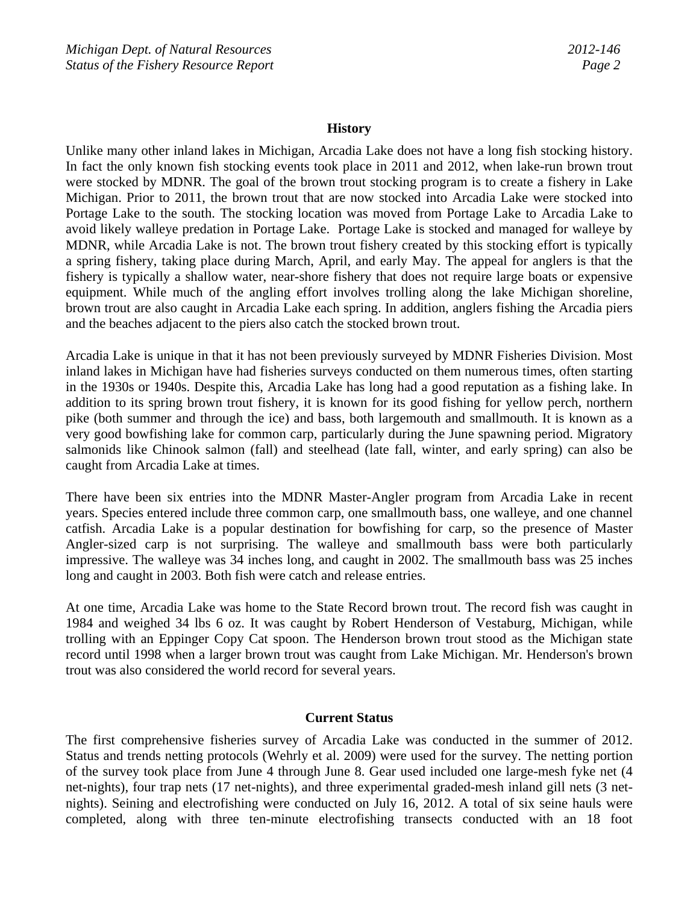## History

Unlike many other inland lakes in Michigan, Arcadia Lake does not have a long fish stocking history. In fact the only known fish stocking events took place in 2011 and 2012, when lake-run brown trout were stocked by MDNR. The goal of the brown trout stocking program is to create a fishery in Lake Michigan. Prior to 2011, the brown trout that are now stocked into Arcadia Lake were stocked into Portage Lake to the south. The stocking location was moved from Portage Lake to Arcadia Lake to avoid likely walleye predation in Portage Lake. Portage Lake is stocked and managed for walleye by MDNR, while Arcadia Lake is not. The brown trout fishery created by this stocking effort is typically a spring fishery, taking place during March, April, and early May. The appeal for anglers is that the fishery is typically a shallow water, near-shore fishery that does not require large boats or expensive equipment. While much of the angling effort involves trolling along the lake Michigan shoreline, brown trout are also caught in Arcadia Lake each spring. In addition, anglers fishing the Arcadia piers and the beaches adjacent to the piers also catch the stocked brown trout.

Arcadia Lake is unique in that it has not been previously surveyed by MDNR Fisheries Division. Most inland lakes in Michigan have had fisheries surveys conducted on them numerous times, often starting in the 1930s or 1940s. Despite this, Arcadia Lake has long had a good reputation as a fishing lake. In addition to its spring brown trout fishery, it is known for its good fishing for yellow perch, northern pike (both summer and through the ice) and bass, both largemouth and smallmouth. It is known as a very good bowfishing lake for common carp, particularly during the June spawning period. Migratory salmonids like Chinook salmon (fall) and steelhead (late fall, winter, and early spring) can also be caught from Arcadia Lake at times.

There have been six entries into the MDNR Master-Angler program from Arcadia Lake in recent years. Species entered include three common carp, one smallmouth bass, one walleye, and one channel catfish. Arcadia Lake is a popular destination for bowfishing for carp, so the presence of Master Angler-sized carp is not surprising. The walleye and smallmouth bass were both particularly impressive. The walleye was 34 inches long, and caught in 2002. The smallmouth bass was 25 inches long and caught in 2003. Both fish were catch and release entries.

At one time, Arcadia Lake was home to the State Record brown trout. The record fish was caught in 1984 and weighed 34 lbs 6 oz. It was caught by Robert Henderson of Vestaburg, Michigan, while trolling with an Eppinger Copy Cat spoon. The Henderson brown trout stood as the Michigan state record until 1998 when a larger brown trout was caught from Lake Michigan. Mr. Henderson's brown trout was also considered the world record for several years.

## Current Status

The first comprehensive fisheries survey of Arcadia Lake was conducted in the summer of 2012. Status and trends netting protocols (Wehrly et al. 2009) were used for the survey. The netting portion of the survey took place from June 4 through June 8. Gear used included one large-mesh fyke net (4 net-nights), four trap nets (17 net-nights), and three experimental graded-mesh inland gill nets (3 net-nights). Seining and electrofishing were conducted on July 16, 2012. A total of six seine hauls were completed, along with three ten-minute electrofishing transects conducted with an 18 foot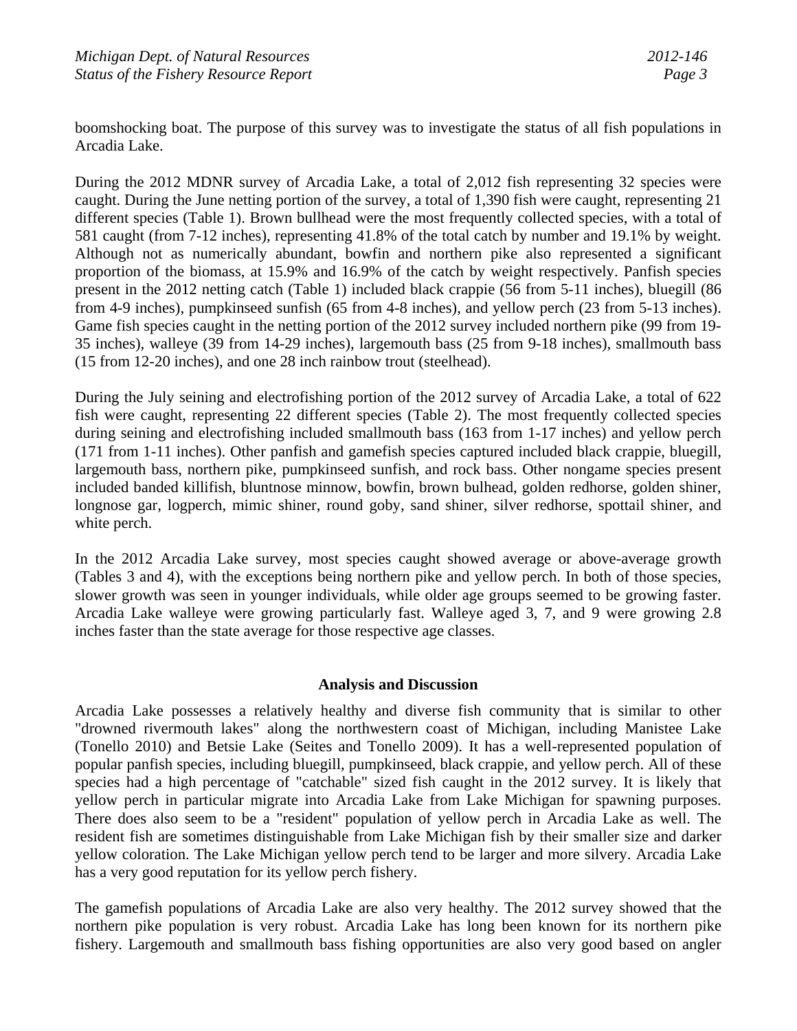boomshocking boat. The purpose of this survey was to investigate the status of all fish populations in Arcadia Lake.

During the 2012 MDNR survey of Arcadia Lake, a total of 2,012 fish representing 32 species were caught. During the June netting portion of the survey, a total of 1,390 fish were caught, representing 21 different species (Table 1). Brown bullhead were the most frequently collected species, with a total of 581 caught (from 7-12 inches), representing 41.8% of the total catch by number and 19.1% by weight. Although not as numerically abundant, bowfin and northern pike also represented a significant proportion of the biomass, at 15.9% and 16.9% of the catch by weight respectively. Panfish species present in the 2012 netting catch (Table 1) included black crappie (56 from 5-11 inches), bluegill (86 from 4-9 inches), pumpkinseed sunfish (65 from 4-8 inches), and yellow perch (23 from 5-13 inches). Game fish species caught in the netting portion of the 2012 survey included northern pike (99 from 19-35 inches), walleye (39 from 14-29 inches), largemouth bass (25 from 9-18 inches), smallmouth bass (15 from 12-20 inches), and one 28 inch rainbow trout (steelhead).

During the July seining and electrofishing portion of the 2012 survey of Arcadia Lake, a total of 622 fish were caught, representing 22 different species (Table 2). The most frequently collected species during seining and electrofishing included smallmouth bass (163 from 1-17 inches) and yellow perch (171 from 1-11 inches). Other panfish and gamefish species captured included black crappie, bluegill, largemouth bass, northern pike, pumpkinseed sunfish, and rock bass. Other nongame species present included banded killifish, bluntnose minnow, bowfin, brown bulhead, golden redhorse, golden shiner, longnose gar, logperch, mimic shiner, round goby, sand shiner, silver redhorse, spottail shiner, and white perch.

In the 2012 Arcadia Lake survey, most species caught showed average or above-average growth (Tables 3 and 4), with the exceptions being northern pike and yellow perch. In both of those species, slower growth was seen in younger individuals, while older age groups seemed to be growing faster. Arcadia Lake walleye were growing particularly fast. Walleye aged 3, 7, and 9 were growing 2.8 inches faster than the state average for those respective age classes.

## Analysis and Discussion

Arcadia Lake possesses a relatively healthy and diverse fish community that is similar to other "drowned rivermouth lakes" along the northwestern coast of Michigan, including Manistee Lake (Tonello 2010) and Betsie Lake (Seites and Tonello 2009). It has a well-represented population of popular panfish species, including bluegill, pumpkinseed, black crappie, and yellow perch. All of these species had a high percentage of "catchable" sized fish caught in the 2012 survey. It is likely that yellow perch in particular migrate into Arcadia Lake from Lake Michigan for spawning purposes. There does also seem to be a "resident" population of yellow perch in Arcadia Lake as well. The resident fish are sometimes distinguishable from Lake Michigan fish by their smaller size and darker yellow coloration. The Lake Michigan yellow perch tend to be larger and more silvery. Arcadia Lake has a very good reputation for its yellow perch fishery.

The gamefish populations of Arcadia Lake are also very healthy. The 2012 survey showed that the northern pike population is very robust. Arcadia Lake has long been known for its northern pike fishery. Largemouth and smallmouth bass fishing opportunities are also very good based on angler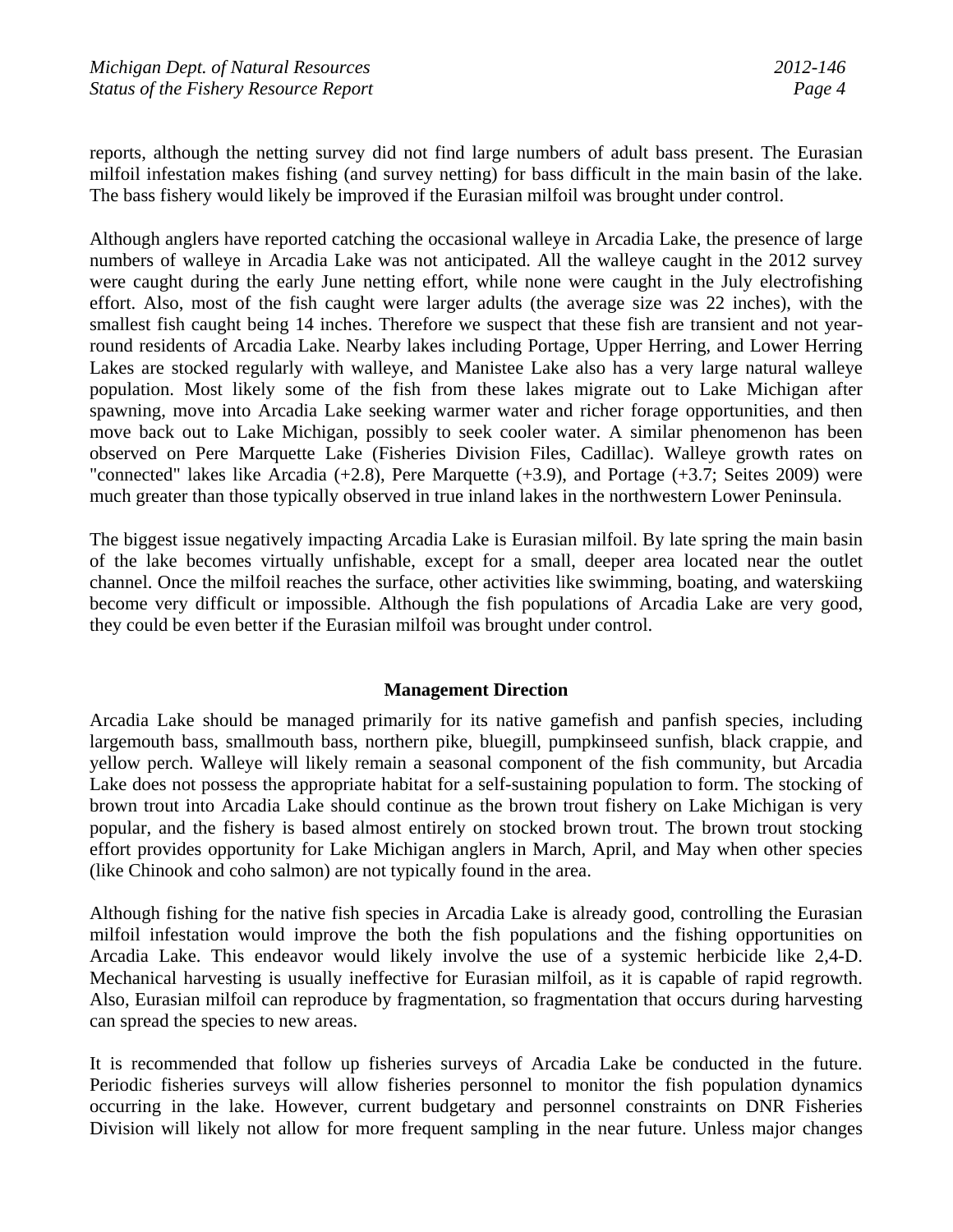reports, although the netting survey did not find large numbers of adult bass present. The Eurasian milfoil infestation makes fishing (and survey netting) for bass difficult in the main basin of the lake. The bass fishery would likely be improved if the Eurasian milfoil was brought under control.

Although anglers have reported catching the occasional walleye in Arcadia Lake, the presence of large numbers of walleye in Arcadia Lake was not anticipated. All the walleye caught in the 2012 survey were caught during the early June netting effort, while none were caught in the July electrofishing effort. Also, most of the fish caught were larger adults (the average size was 22 inches), with the smallest fish caught being 14 inches. Therefore we suspect that these fish are transient and not year-round residents of Arcadia Lake. Nearby lakes including Portage, Upper Herring, and Lower Herring Lakes are stocked regularly with walleye, and Manistee Lake also has a very large natural walleye population. Most likely some of the fish from these lakes migrate out to Lake Michigan after spawning, move into Arcadia Lake seeking warmer water and richer forage opportunities, and then move back out to Lake Michigan, possibly to seek cooler water. A similar phenomenon has been observed on Pere Marquette Lake (Fisheries Division Files, Cadillac). Walleye growth rates on "connected" lakes like Arcadia (+2.8), Pere Marquette (+3.9), and Portage (+3.7; Seites 2009) were much greater than those typically observed in true inland lakes in the northwestern Lower Peninsula.

The biggest issue negatively impacting Arcadia Lake is Eurasian milfoil. By late spring the main basin of the lake becomes virtually unfishable, except for a small, deeper area located near the outlet channel. Once the milfoil reaches the surface, other activities like swimming, boating, and waterskiing become very difficult or impossible. Although the fish populations of Arcadia Lake are very good, they could be even better if the Eurasian milfoil was brought under control.

## Management Direction

Arcadia Lake should be managed primarily for its native gamefish and panfish species, including largemouth bass, smallmouth bass, northern pike, bluegill, pumpkinseed sunfish, black crappie, and yellow perch. Walleye will likely remain a seasonal component of the fish community, but Arcadia Lake does not possess the appropriate habitat for a self-sustaining population to form. The stocking of brown trout into Arcadia Lake should continue as the brown trout fishery on Lake Michigan is very popular, and the fishery is based almost entirely on stocked brown trout. The brown trout stocking effort provides opportunity for Lake Michigan anglers in March, April, and May when other species (like Chinook and coho salmon) are not typically found in the area.

Although fishing for the native fish species in Arcadia Lake is already good, controlling the Eurasian milfoil infestation would improve the both the fish populations and the fishing opportunities on Arcadia Lake. This endeavor would likely involve the use of a systemic herbicide like 2,4-D. Mechanical harvesting is usually ineffective for Eurasian milfoil, as it is capable of rapid regrowth. Also, Eurasian milfoil can reproduce by fragmentation, so fragmentation that occurs during harvesting can spread the species to new areas.

It is recommended that follow up fisheries surveys of Arcadia Lake be conducted in the future. Periodic fisheries surveys will allow fisheries personnel to monitor the fish population dynamics occurring in the lake. However, current budgetary and personnel constraints on DNR Fisheries Division will likely not allow for more frequent sampling in the near future. Unless major changes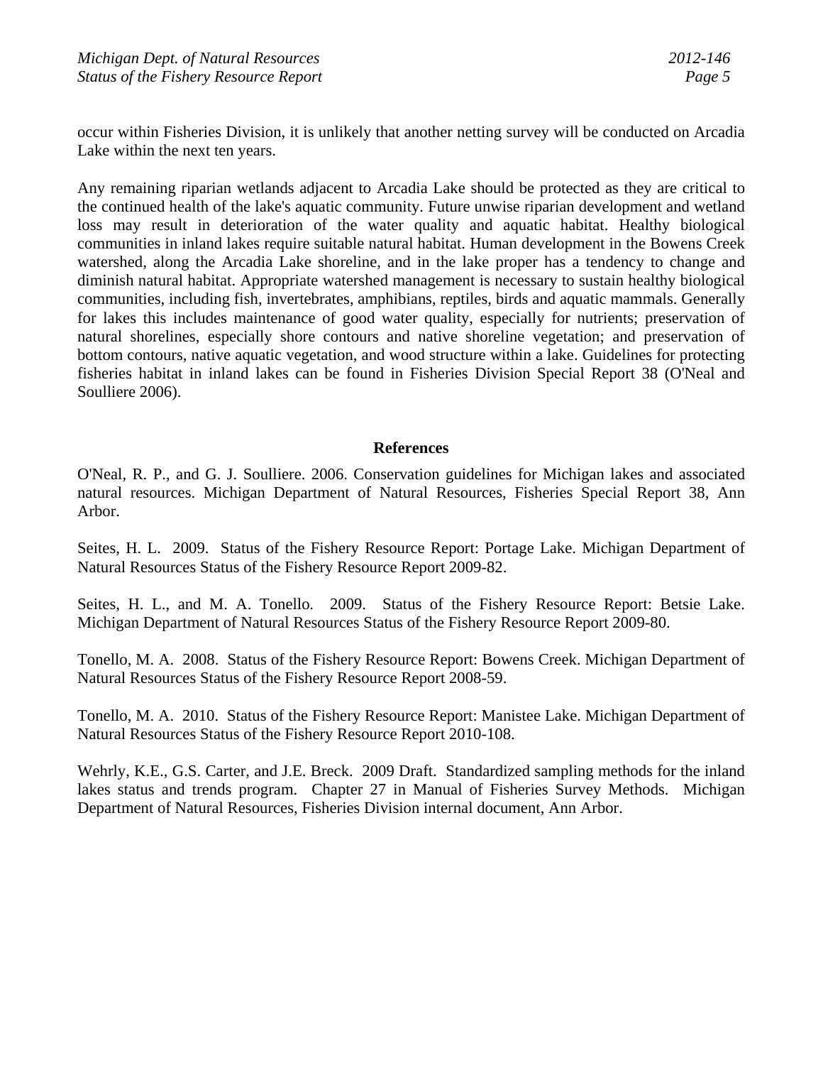occur within Fisheries Division, it is unlikely that another netting survey will be conducted on Arcadia Lake within the next ten years.

Any remaining riparian wetlands adjacent to Arcadia Lake should be protected as they are critical to the continued health of the lake's aquatic community. Future unwise riparian development and wetland loss may result in deterioration of the water quality and aquatic habitat. Healthy biological communities in inland lakes require suitable natural habitat. Human development in the Bowens Creek watershed, along the Arcadia Lake shoreline, and in the lake proper has a tendency to change and diminish natural habitat. Appropriate watershed management is necessary to sustain healthy biological communities, including fish, invertebrates, amphibians, reptiles, birds and aquatic mammals. Generally for lakes this includes maintenance of good water quality, especially for nutrients; preservation of natural shorelines, especially shore contours and native shoreline vegetation; and preservation of bottom contours, native aquatic vegetation, and wood structure within a lake. Guidelines for protecting fisheries habitat in inland lakes can be found in Fisheries Division Special Report 38 (O'Neal and Soulliere 2006).

## References

O'Neal, R. P., and G. J. Soulliere. 2006. Conservation guidelines for Michigan lakes and associated natural resources. Michigan Department of Natural Resources, Fisheries Special Report 38, Ann Arbor.

Seites, H. L. 2009. Status of the Fishery Resource Report: Portage Lake. Michigan Department of Natural Resources Status of the Fishery Resource Report 2009-82.

Seites, H. L., and M. A. Tonello. 2009. Status of the Fishery Resource Report: Betsie Lake. Michigan Department of Natural Resources Status of the Fishery Resource Report 2009-80.

Tonello, M. A. 2008. Status of the Fishery Resource Report: Bowens Creek. Michigan Department of Natural Resources Status of the Fishery Resource Report 2008-59.

Tonello, M. A. 2010. Status of the Fishery Resource Report: Manistee Lake. Michigan Department of Natural Resources Status of the Fishery Resource Report 2010-108.

Wehrly, K.E., G.S. Carter, and J.E. Breck. 2009 Draft. Standardized sampling methods for the inland lakes status and trends program. Chapter 27 in Manual of Fisheries Survey Methods. Michigan Department of Natural Resources, Fisheries Division internal document, Ann Arbor.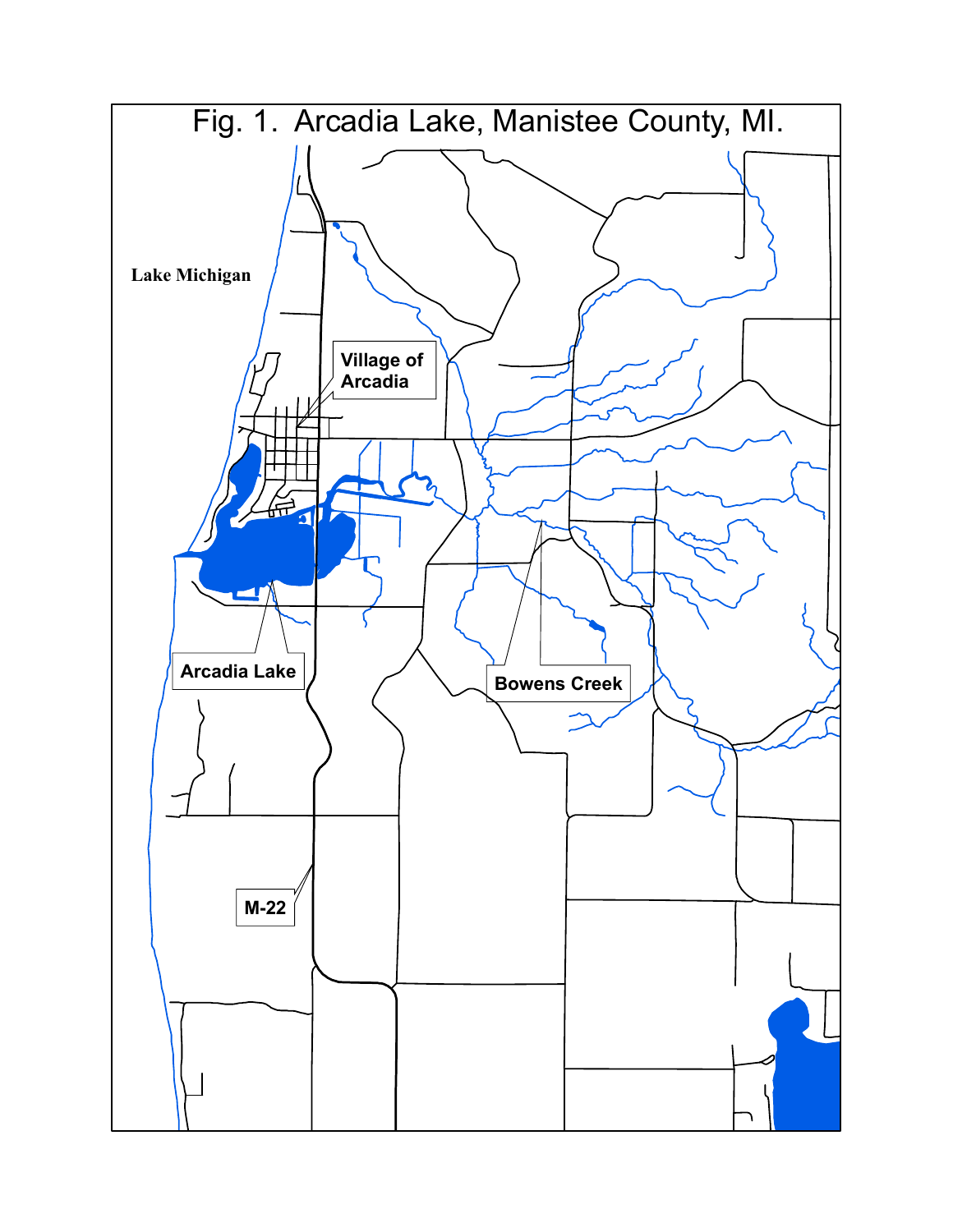Fig. 1. Arcadia Lake, Manistee County, MI.

Lake Michigan

Village of Arcadia

Arcadia Lake

Bowens Creek

M-22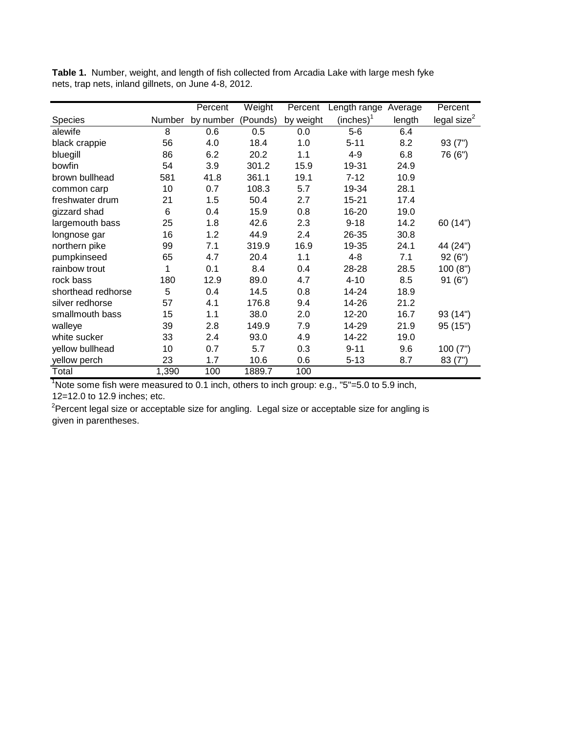**Table 1.** Number, weight, and length of fish collected from Arcadia Lake with large mesh fyke nets, trap nets, inland gillnets, on June 4-8, 2012.

| Species | Number | Percent by number | Weight (Pounds) | Percent by weight | Length range (inches)[1] | Average length | Percent legal size[2] |
|---|---|---|---|---|---|---|---|
| alewife | 8 | 0.6 | 0.5 | 0.0 | 5-6 | 6.4 | |
| black crappie | 56 | 4.0 | 18.4 | 1.0 | 5-11 | 8.2 | 93 (7") |
| bluegill | 86 | 6.2 | 20.2 | 1.1 | 4-9 | 6.8 | 76 (6") |
| bowfin | 54 | 3.9 | 301.2 | 15.9 | 19-31 | 24.9 | |
| brown bullhead | 581 | 41.8 | 361.1 | 19.1 | 7-12 | 10.9 | |
| common carp | 10 | 0.7 | 108.3 | 5.7 | 19-34 | 28.1 | |
| freshwater drum | 21 | 1.5 | 50.4 | 2.7 | 15-21 | 17.4 | |
| gizzard shad | 6 | 0.4 | 15.9 | 0.8 | 16-20 | 19.0 | |
| largemouth bass | 25 | 1.8 | 42.6 | 2.3 | 9-18 | 14.2 | 60 (14") |
| longnose gar | 16 | 1.2 | 44.9 | 2.4 | 26-35 | 30.8 | |
| northern pike | 99 | 7.1 | 319.9 | 16.9 | 19-35 | 24.1 | 44 (24") |
| pumpkinseed | 65 | 4.7 | 20.4 | 1.1 | 4-8 | 7.1 | 92 (6") |
| rainbow trout | 1 | 0.1 | 8.4 | 0.4 | 28-28 | 28.5 | 100 (8") |
| rock bass | 180 | 12.9 | 89.0 | 4.7 | 4-10 | 8.5 | 91 (6") |
| shorthead redhorse | 5 | 0.4 | 14.5 | 0.8 | 14-24 | 18.9 | |
| silver redhorse | 57 | 4.1 | 176.8 | 9.4 | 14-26 | 21.2 | |
| smallmouth bass | 15 | 1.1 | 38.0 | 2.0 | 12-20 | 16.7 | 93 (14") |
| walleye | 39 | 2.8 | 149.9 | 7.9 | 14-29 | 21.9 | 95 (15") |
| white sucker | 33 | 2.4 | 93.0 | 4.9 | 14-22 | 19.0 | |
| yellow bullhead | 10 | 0.7 | 5.7 | 0.3 | 9-11 | 9.6 | 100 (7") |
| yellow perch | 23 | 1.7 | 10.6 | 0.6 | 5-13 | 8.7 | 83 (7") |
| Total | 1,390 | 100 | 1889.7 | 100 | | | |

[1]Note some fish were measured to 0.1 inch, others to inch group: e.g., "5"=5.0 to 5.9 inch, 12=12.0 to 12.9 inches; etc.

[2]Percent legal size or acceptable size for angling. Legal size or acceptable size for angling is given in parentheses.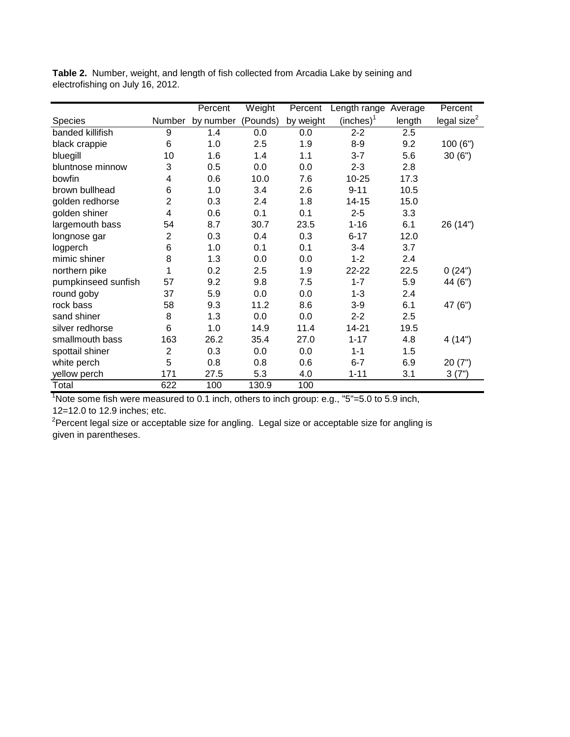**Table 2.** Number, weight, and length of fish collected from Arcadia Lake by seining and electrofishing on July 16, 2012.

| Species | Number | Percent by number | Weight (Pounds) | Percent by weight | Length range (inches)[1] | Average length | Percent legal size[2] |
|---|---|---|---|---|---|---|---|
| banded killifish | 9 | 1.4 | 0.0 | 0.0 | 2-2 | 2.5 | |
| black crappie | 6 | 1.0 | 2.5 | 1.9 | 8-9 | 9.2 | 100 (6") |
| bluegill | 10 | 1.6 | 1.4 | 1.1 | 3-7 | 5.6 | 30 (6") |
| bluntnose minnow | 3 | 0.5 | 0.0 | 0.0 | 2-3 | 2.8 | |
| bowfin | 4 | 0.6 | 10.0 | 7.6 | 10-25 | 17.3 | |
| brown bullhead | 6 | 1.0 | 3.4 | 2.6 | 9-11 | 10.5 | |
| golden redhorse | 2 | 0.3 | 2.4 | 1.8 | 14-15 | 15.0 | |
| golden shiner | 4 | 0.6 | 0.1 | 0.1 | 2-5 | 3.3 | |
| largemouth bass | 54 | 8.7 | 30.7 | 23.5 | 1-16 | 6.1 | 26 (14") |
| longnose gar | 2 | 0.3 | 0.4 | 0.3 | 6-17 | 12.0 | |
| logperch | 6 | 1.0 | 0.1 | 0.1 | 3-4 | 3.7 | |
| mimic shiner | 8 | 1.3 | 0.0 | 0.0 | 1-2 | 2.4 | |
| northern pike | 1 | 0.2 | 2.5 | 1.9 | 22-22 | 22.5 | 0 (24") |
| pumpkinseed sunfish | 57 | 9.2 | 9.8 | 7.5 | 1-7 | 5.9 | 44 (6") |
| round goby | 37 | 5.9 | 0.0 | 0.0 | 1-3 | 2.4 | |
| rock bass | 58 | 9.3 | 11.2 | 8.6 | 3-9 | 6.1 | 47 (6") |
| sand shiner | 8 | 1.3 | 0.0 | 0.0 | 2-2 | 2.5 | |
| silver redhorse | 6 | 1.0 | 14.9 | 11.4 | 14-21 | 19.5 | |
| smallmouth bass | 163 | 26.2 | 35.4 | 27.0 | 1-17 | 4.8 | 4 (14") |
| spottail shiner | 2 | 0.3 | 0.0 | 0.0 | 1-1 | 1.5 | |
| white perch | 5 | 0.8 | 0.8 | 0.6 | 6-7 | 6.9 | 20 (7") |
| yellow perch | 171 | 27.5 | 5.3 | 4.0 | 1-11 | 3.1 | 3 (7") |
| Total | 622 | 100 | 130.9 | 100 | | | |

[1]Note some fish were measured to 0.1 inch, others to inch group: e.g., "5"=5.0 to 5.9 inch, 12=12.0 to 12.9 inches; etc.

[2]Percent legal size or acceptable size for angling. Legal size or acceptable size for angling is given in parentheses.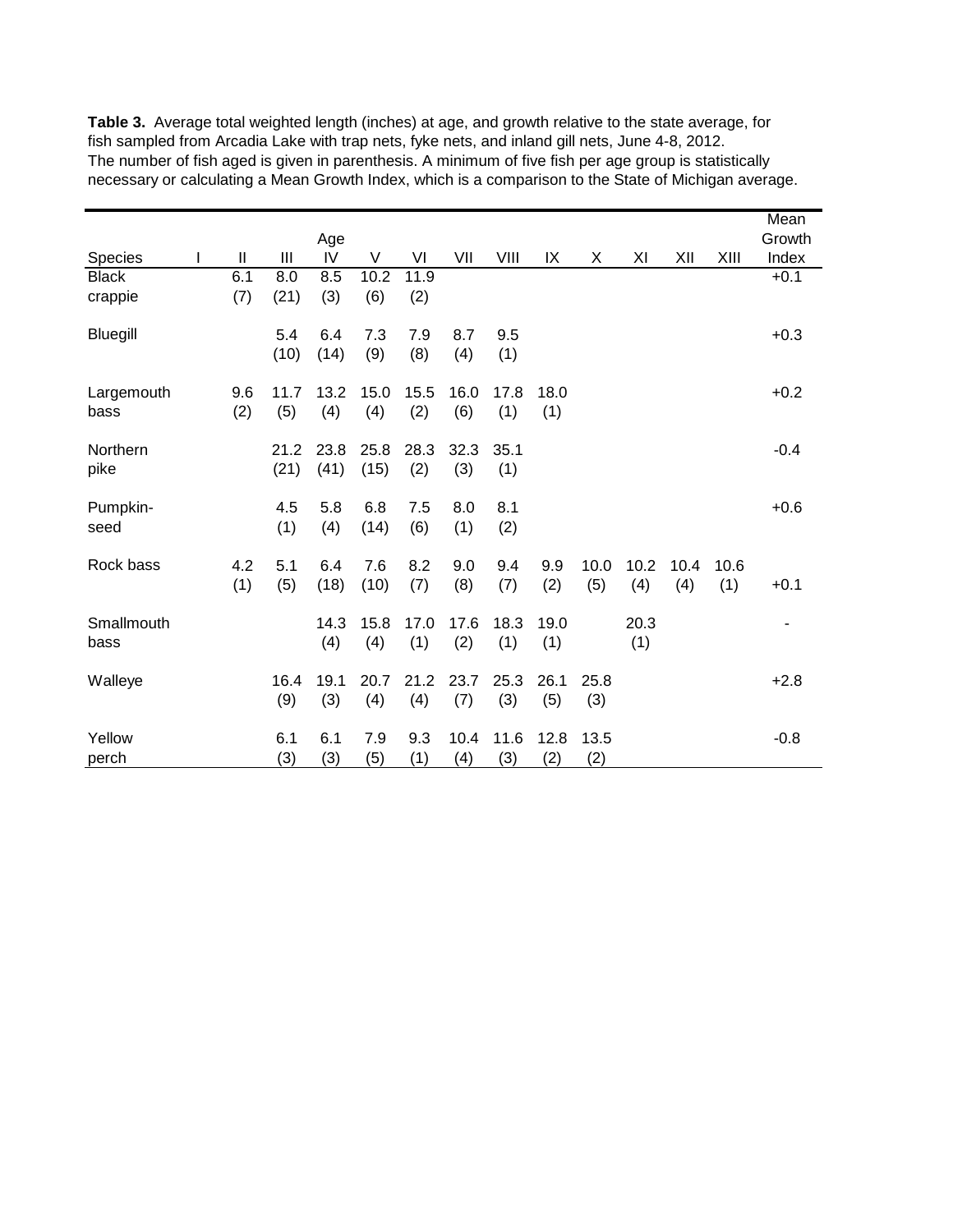**Table 3.** Average total weighted length (inches) at age, and growth relative to the state average, for fish sampled from Arcadia Lake with trap nets, fyke nets, and inland gill nets, June 4-8, 2012. The number of fish aged is given in parenthesis. A minimum of five fish per age group is statistically necessary or calculating a Mean Growth Index, which is a comparison to the State of Michigan average.

| Species | Age I | II | III | IV | V | VI | VII | VIII | IX | X | XI | XII | XIII | Mean Growth Index |
|---|---|---|---|---|---|---|---|---|---|---|---|---|---|---|
| Black crappie | | 6.1 (7) | 8.0 (21) | 8.5 (3) | 10.2 (6) | 11.9 (2) | | | | | | | | +0.1 |
| Bluegill | | | 5.4 (10) | 6.4 (14) | 7.3 (9) | 7.9 (8) | 8.7 (4) | 9.5 (1) | | | | | | +0.3 |
| Largemouth bass | | 9.6 (2) | 11.7 (5) | 13.2 (4) | 15.0 (4) | 15.5 (2) | 16.0 (6) | 17.8 (1) | 18.0 (1) | | | | | +0.2 |
| Northern pike | | | 21.2 (21) | 23.8 (41) | 25.8 (15) | 28.3 (2) | 32.3 (3) | 35.1 (1) | | | | | | -0.4 |
| Pumpkin-seed | | | 4.5 (1) | 5.8 (4) | 6.8 (14) | 7.5 (6) | 8.0 (1) | 8.1 (2) | | | | | | +0.6 |
| Rock bass | | 4.2 (1) | 5.1 (5) | 6.4 (18) | 7.6 (10) | 8.2 (7) | 9.0 (8) | 9.4 (7) | 9.9 (2) | 10.0 (5) | 10.2 (4) | 10.4 (4) | 10.6 (1) | +0.1 |
| Smallmouth bass | | | | 14.3 (4) | 15.8 (4) | 17.0 (1) | 17.6 (2) | 18.3 (1) | 19.0 (1) | | 20.3 (1) | | | - |
| Walleye | | | 16.4 (9) | 19.1 (3) | 20.7 (4) | 21.2 (4) | 23.7 (7) | 25.3 (3) | 26.1 (5) | 25.8 (3) | | | | +2.8 |
| Yellow perch | | | 6.1 (3) | 6.1 (3) | 7.9 (5) | 9.3 (1) | 10.4 (4) | 11.6 (3) | 12.8 (2) | 13.5 (2) | | | | -0.8 |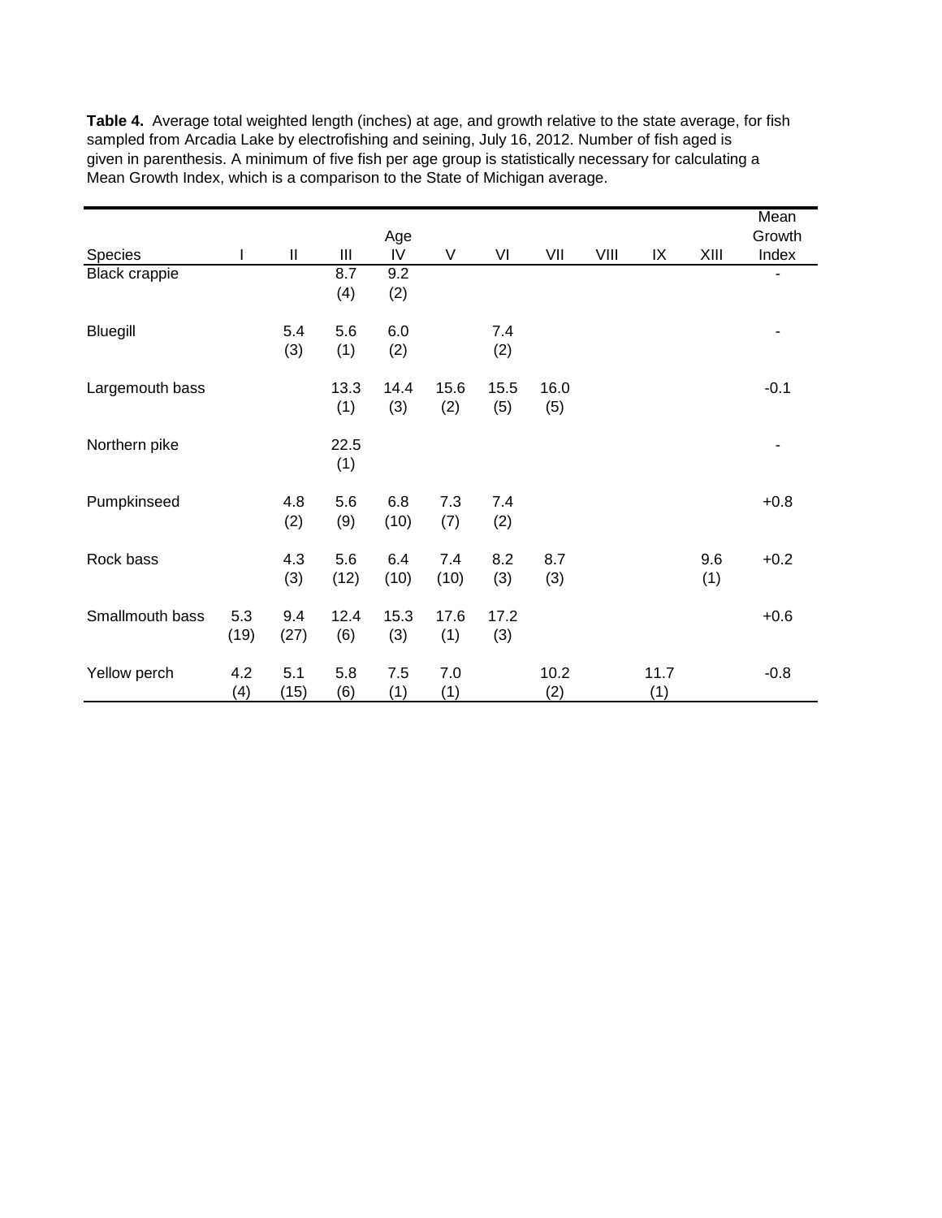**Table 4.** Average total weighted length (inches) at age, and growth relative to the state average, for fish sampled from Arcadia Lake by electrofishing and seining, July 16, 2012. Number of fish aged is given in parenthesis. A minimum of five fish per age group is statistically necessary for calculating a Mean Growth Index, which is a comparison to the State of Michigan average.

| Species | Age I | II | III | IV | V | VI | VII | VIII | IX | XIII | Mean Growth Index |
|---|---|---|---|---|---|---|---|---|---|---|---|
| Black crappie | | | 8.7 (4) | 9.2 (2) | | | | | | | - |
| Bluegill | | 5.4 (3) | 5.6 (1) | 6.0 (2) | | 7.4 (2) | | | | | - |
| Largemouth bass | | | 13.3 (1) | 14.4 (3) | 15.6 (2) | 15.5 (5) | 16.0 (5) | | | | -0.1 |
| Northern pike | | | 22.5 (1) | | | | | | | | - |
| Pumpkinseed | | 4.8 (2) | 5.6 (9) | 6.8 (10) | 7.3 (7) | 7.4 (2) | | | | | +0.8 |
| Rock bass | | 4.3 (3) | 5.6 (12) | 6.4 (10) | 7.4 (10) | 8.2 (3) | 8.7 (3) | | | 9.6 (1) | +0.2 |
| Smallmouth bass | 5.3 (19) | 9.4 (27) | 12.4 (6) | 15.3 (3) | 17.6 (1) | 17.2 (3) | | | | | +0.6 |
| Yellow perch | 4.2 (4) | 5.1 (15) | 5.8 (6) | 7.5 (1) | 7.0 (1) | | 10.2 (2) | | 11.7 (1) | | -0.8 |